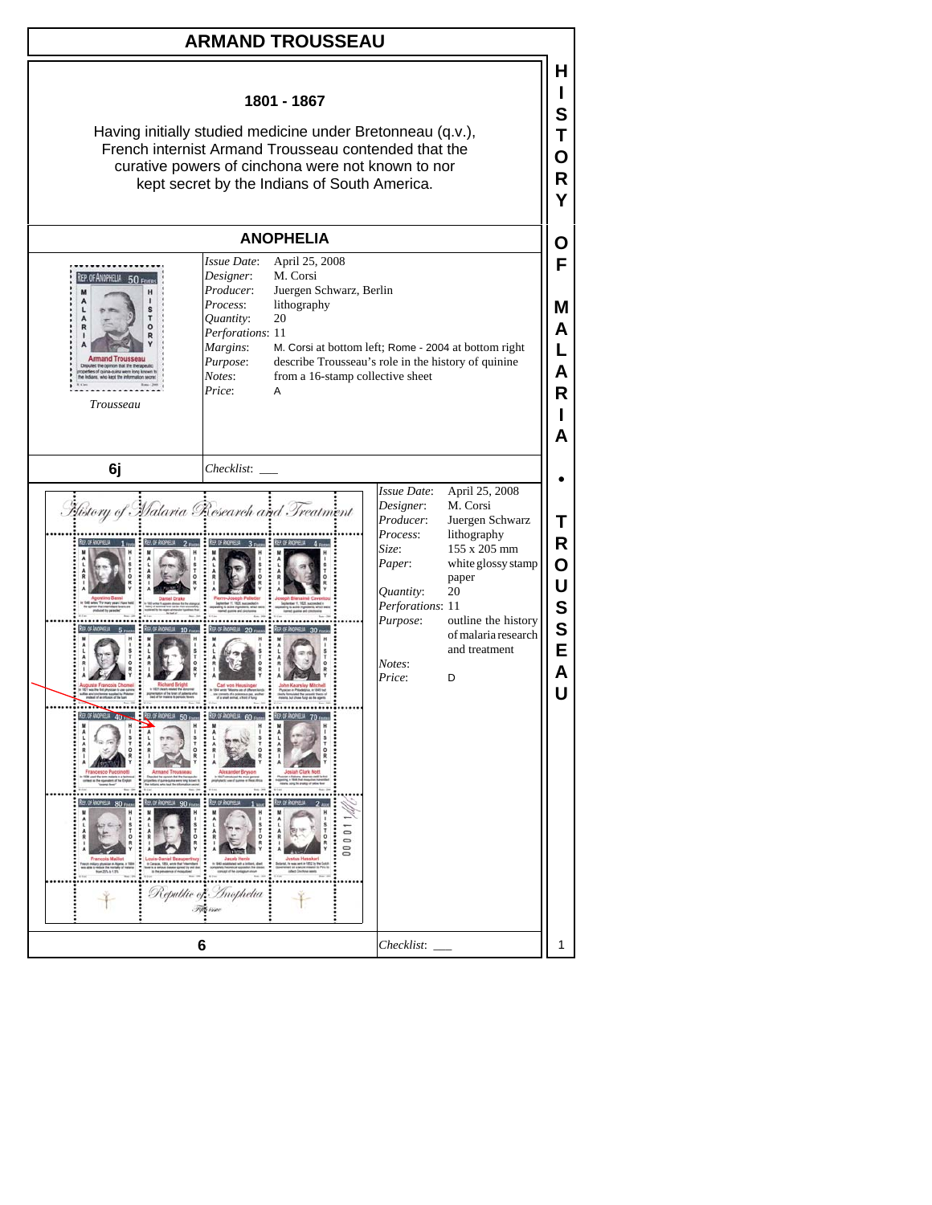# ARMAND TROUSSEAU

## 1801 - 1867

Having initially studied medicine under Bretonneau (q.v.), French internist Armand Trousseau contended that the curative powers of cinchona were not known to nor kept secret by the Indians of South America.

## ANOPHELIA

*Trousseau*

| | |
|---|---|
| *Issue Date*: | April 25, 2008 |
| *Designer*: | M. Corsi |
| *Producer*: | Juergen Schwarz, Berlin |
| *Process*: | lithography |
| *Quantity*: | 20 |
| *Perforations*: | 11 |
| *Margins*: | M. Corsi at bottom left; Rome - 2004 at bottom right |
| *Purpose*: | describe Trousseau's role in the history of quinine |
| *Notes*: | from a 16-stamp collective sheet |
| *Price*: | A |

**6j** *Checklist*: ___

| | |
|---|---|
| *Issue Date*: | April 25, 2008 |
| *Designer*: | M. Corsi |
| *Producer*: | Juergen Schwarz |
| *Process*: | lithography |
| *Size*: | 155 x 205 mm |
| *Paper*: | white glossy stamp paper |
| *Quantity*: | 20 |
| *Perforations*: | 11 |
| *Purpose*: | outline the history of malaria research and treatment |
| *Notes*: | |
| *Price*: | D |

**6** *Checklist*: ___

HISTORY OF MALARIA • TROUSSEAU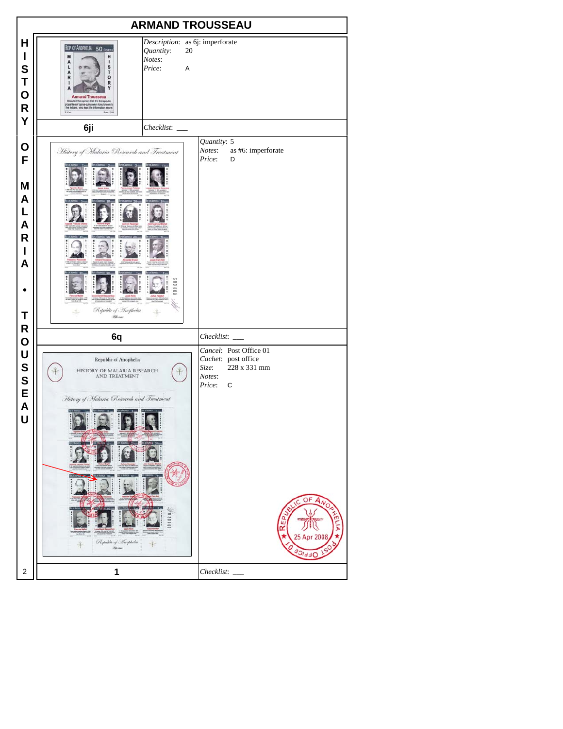# ARMAND TROUSSEAU

HISTORY OF MALARIA • TROUSSEAU

| | |
|---|---|
| | *Description*: as 6j: imperforate<br>*Quantity*: 20<br>*Notes*:<br>*Price*: A |
| **6ji** | *Checklist*: ___ |
| | *Quantity*: 5<br>*Notes*: as #6: imperforate<br>*Price*: D |
| **6q** | *Checklist*: ___ |
| | *Cancel*: Post Office 01<br>*Cachet*: post office<br>*Size*: 228 x 331 mm<br>*Notes*:<br>*Price*: C |
| **1** | *Checklist*: ___ |